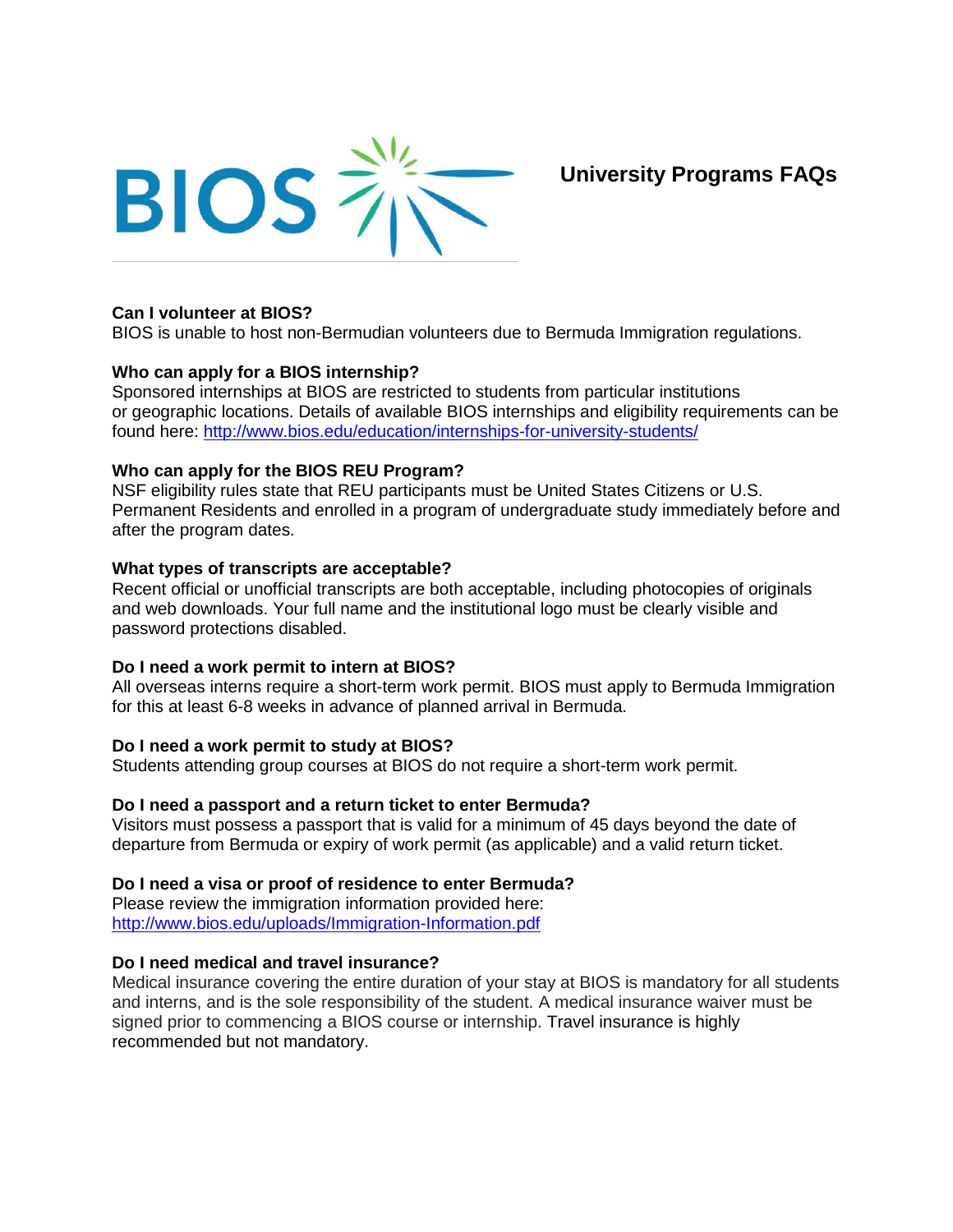BIOS

# University Programs FAQs

**Can I volunteer at BIOS?**
BIOS is unable to host non-Bermudian volunteers due to Bermuda Immigration regulations.

**Who can apply for a BIOS internship?**
Sponsored internships at BIOS are restricted to students from particular institutions or geographic locations. Details of available BIOS internships and eligibility requirements can be found here: [http://www.bios.edu/education/internships-for-university-students/](http://www.bios.edu/education/internships-for-university-students/)

**Who can apply for the BIOS REU Program?**
NSF eligibility rules state that REU participants must be United States Citizens or U.S. Permanent Residents and enrolled in a program of undergraduate study immediately before and after the program dates.

**What types of transcripts are acceptable?**
Recent official or unofficial transcripts are both acceptable, including photocopies of originals and web downloads. Your full name and the institutional logo must be clearly visible and password protections disabled.

**Do I need a work permit to intern at BIOS?**
All overseas interns require a short-term work permit. BIOS must apply to Bermuda Immigration for this at least 6-8 weeks in advance of planned arrival in Bermuda.

**Do I need a work permit to study at BIOS?**
Students attending group courses at BIOS do not require a short-term work permit.

**Do I need a passport and a return ticket to enter Bermuda?**
Visitors must possess a passport that is valid for a minimum of 45 days beyond the date of departure from Bermuda or expiry of work permit (as applicable) and a valid return ticket.

**Do I need a visa or proof of residence to enter Bermuda?**
Please review the immigration information provided here: [http://www.bios.edu/uploads/Immigration-Information.pdf](http://www.bios.edu/uploads/Immigration-Information.pdf)

**Do I need medical and travel insurance?**
Medical insurance covering the entire duration of your stay at BIOS is mandatory for all students and interns, and is the sole responsibility of the student. A medical insurance waiver must be signed prior to commencing a BIOS course or internship. Travel insurance is highly recommended but not mandatory.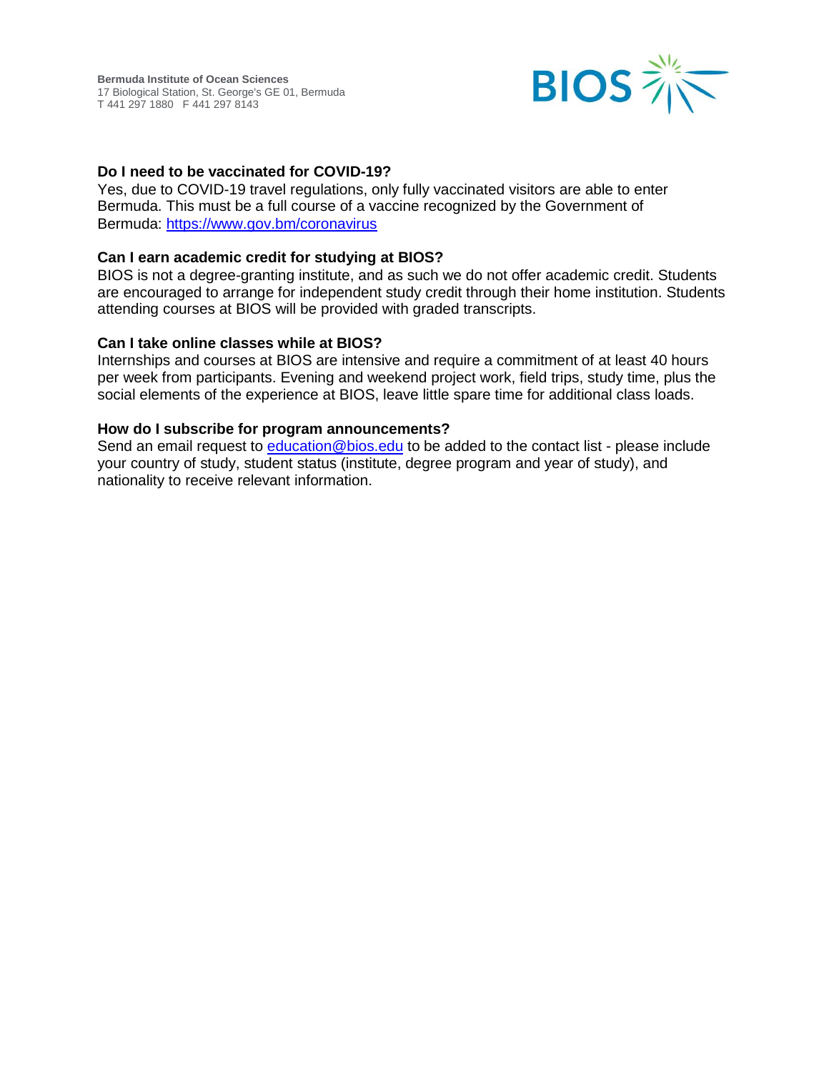**Do I need to be vaccinated for COVID-19?**
Yes, due to COVID-19 travel regulations, only fully vaccinated visitors are able to enter Bermuda. This must be a full course of a vaccine recognized by the Government of Bermuda: https://www.gov.bm/coronavirus

**Can I earn academic credit for studying at BIOS?**
BIOS is not a degree-granting institute, and as such we do not offer academic credit. Students are encouraged to arrange for independent study credit through their home institution. Students attending courses at BIOS will be provided with graded transcripts.

**Can I take online classes while at BIOS?**
Internships and courses at BIOS are intensive and require a commitment of at least 40 hours per week from participants. Evening and weekend project work, field trips, study time, plus the social elements of the experience at BIOS, leave little spare time for additional class loads.

**How do I subscribe for program announcements?**
Send an email request to education@bios.edu to be added to the contact list - please include your country of study, student status (institute, degree program and year of study), and nationality to receive relevant information.